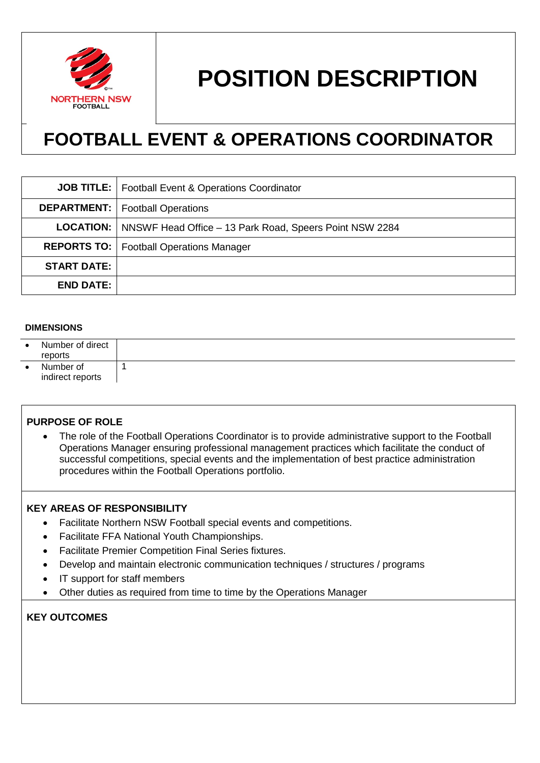# POSITION DESCRIPTION

# FOOTBALL EVENT & OPERATIONS COORDINATOR

| | |
|---|---|
| **JOB TITLE:** | Football Event & Operations Coordinator |
| **DEPARTMENT:** | Football Operations |
| **LOCATION:** | NNSWF Head Office – 13 Park Road, Speers Point NSW 2284 |
| **REPORTS TO:** | Football Operations Manager |
| **START DATE:** | |
| **END DATE:** | |

**DIMENSIONS**

| | |
|---|---|
| • Number of direct reports | |
| • Number of indirect reports | 1 |

**PURPOSE OF ROLE**

- The role of the Football Operations Coordinator is to provide administrative support to the Football Operations Manager ensuring professional management practices which facilitate the conduct of successful competitions, special events and the implementation of best practice administration procedures within the Football Operations portfolio.

**KEY AREAS OF RESPONSIBILITY**

- Facilitate Northern NSW Football special events and competitions.
- Facilitate FFA National Youth Championships.
- Facilitate Premier Competition Final Series fixtures.
- Develop and maintain electronic communication techniques / structures / programs
- IT support for staff members
- Other duties as required from time to time by the Operations Manager

**KEY OUTCOMES**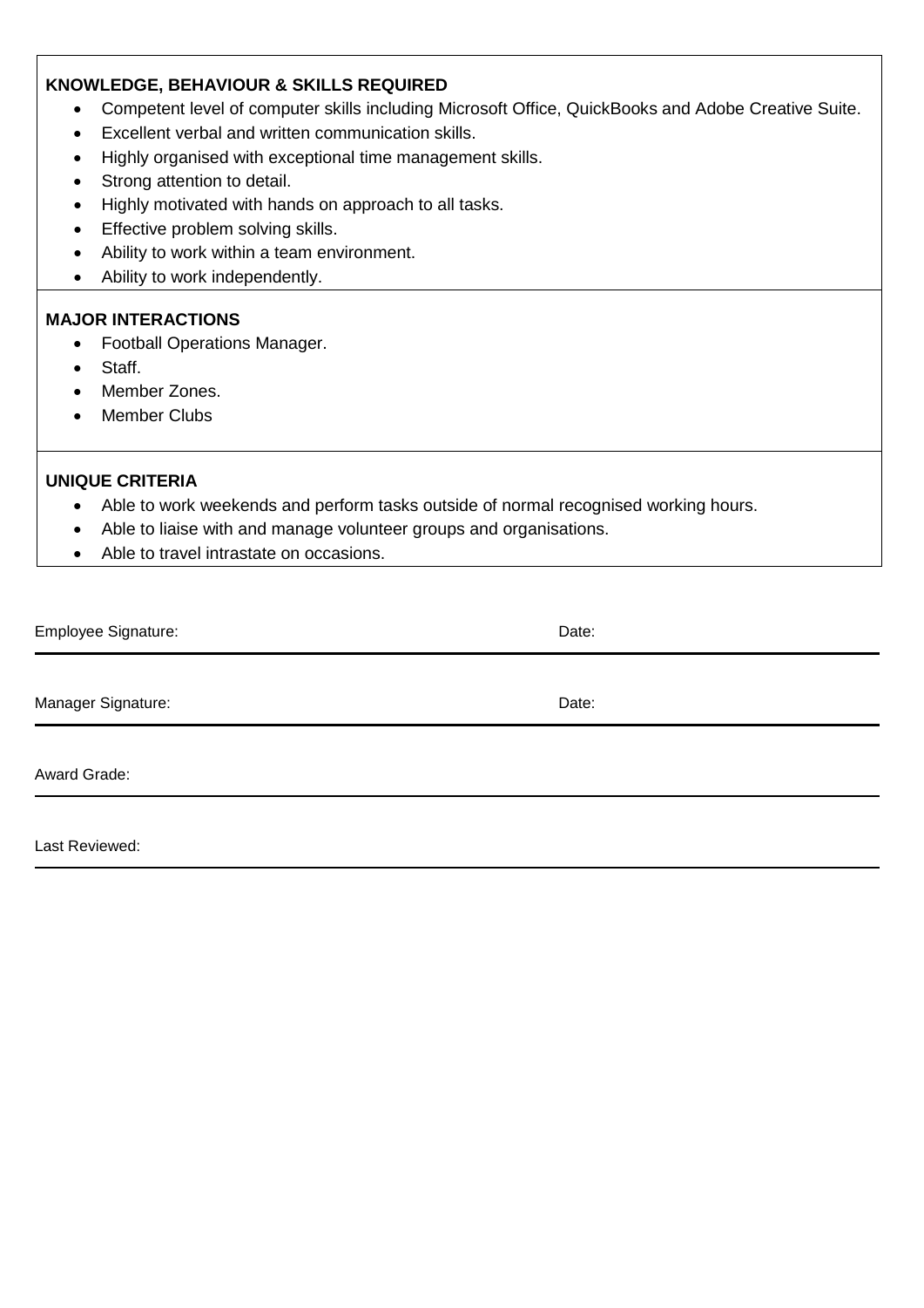**KNOWLEDGE, BEHAVIOUR & SKILLS REQUIRED**

- Competent level of computer skills including Microsoft Office, QuickBooks and Adobe Creative Suite.
- Excellent verbal and written communication skills.
- Highly organised with exceptional time management skills.
- Strong attention to detail.
- Highly motivated with hands on approach to all tasks.
- Effective problem solving skills.
- Ability to work within a team environment.
- Ability to work independently.

**MAJOR INTERACTIONS**

- Football Operations Manager.
- Staff.
- Member Zones.
- Member Clubs

**UNIQUE CRITERIA**

- Able to work weekends and perform tasks outside of normal recognised working hours.
- Able to liaise with and manage volunteer groups and organisations.
- Able to travel intrastate on occasions.

Employee Signature: Date:

Manager Signature: Date:

Award Grade:

Last Reviewed: